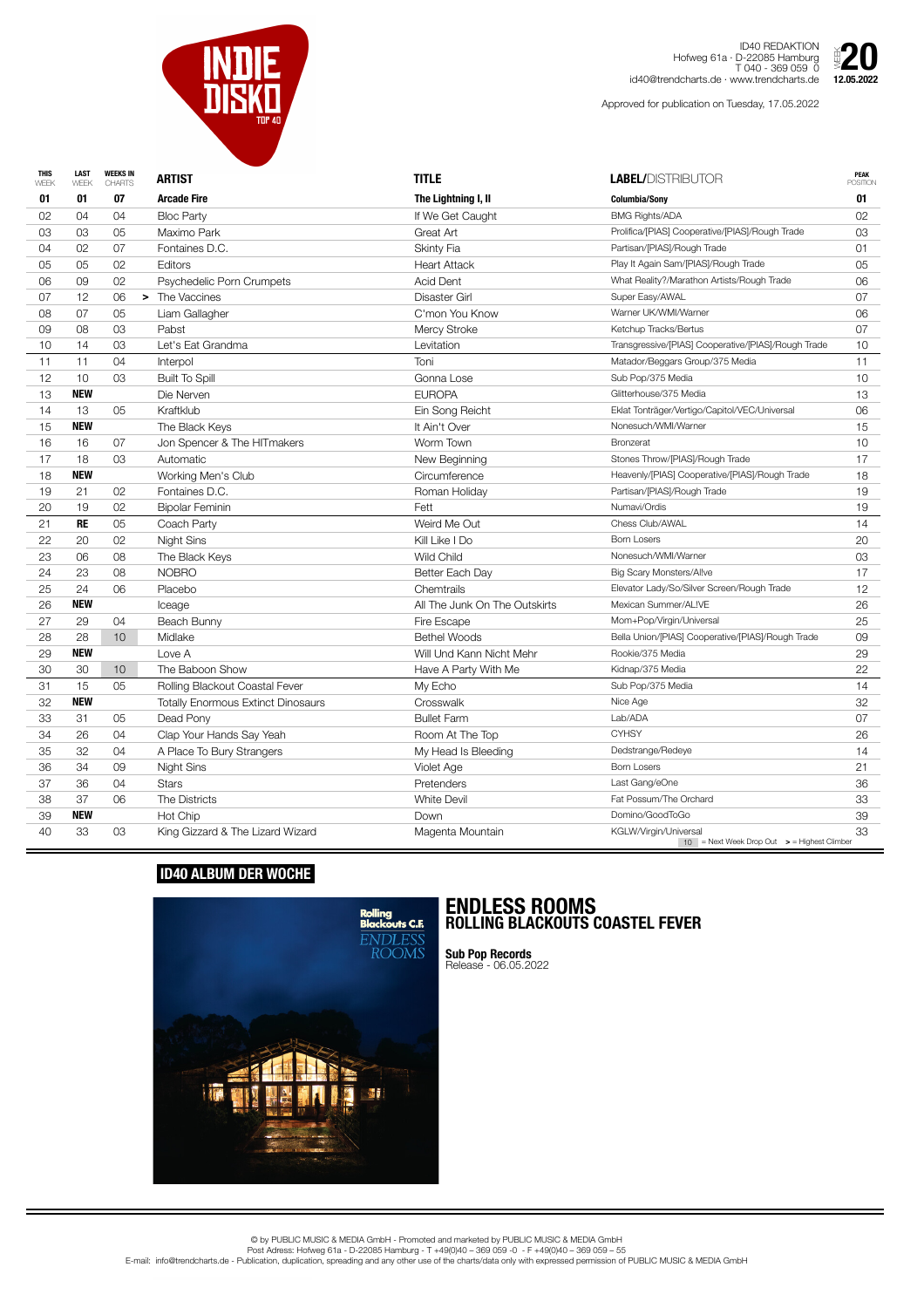# INDIE DISKO TOP 40

ID40 REDAKTION
Hofweg 61a · D-22085 Hamburg
T 040 - 369 059 0
id40@trendcharts.de · www.trendcharts.de

WEEK **20**
**12.05.2022**

Approved for publication on Tuesday, 17.05.2022

| THIS WEEK | LAST WEEK | WEEKS IN CHARTS | | ARTIST | TITLE | LABEL/DISTRIBUTOR | PEAK POSITION |
|---|---|---|---|---|---|---|---|
| **01** | **01** | **07** | | **Arcade Fire** | **The Lightning I, II** | **Columbia/Sony** | **01** |
| 02 | 04 | 04 | | Bloc Party | If We Get Caught | BMG Rights/ADA | 02 |
| 03 | 03 | 05 | | Maximo Park | Great Art | Prolifica/[PIAS] Cooperative/[PIAS]/Rough Trade | 03 |
| 04 | 02 | 07 | | Fontaines D.C. | Skinty Fia | Partisan/[PIAS]/Rough Trade | 01 |
| 05 | 05 | 02 | | Editors | Heart Attack | Play It Again Sam/[PIAS]/Rough Trade | 05 |
| 06 | 09 | 02 | | Psychedelic Porn Crumpets | Acid Dent | What Reality?/Marathon Artists/Rough Trade | 06 |
| 07 | 12 | 06 | > | The Vaccines | Disaster Girl | Super Easy/AWAL | 07 |
| 08 | 07 | 05 | | Liam Gallagher | C'mon You Know | Warner UK/WMI/Warner | 06 |
| 09 | 08 | 03 | | Pabst | Mercy Stroke | Ketchup Tracks/Bertus | 07 |
| 10 | 14 | 03 | | Let's Eat Grandma | Levitation | Transgressive/[PIAS] Cooperative/[PIAS]/Rough Trade | 10 |
| 11 | 11 | 04 | | Interpol | Toni | Matador/Beggars Group/375 Media | 11 |
| 12 | 10 | 03 | | Built To Spill | Gonna Lose | Sub Pop/375 Media | 10 |
| 13 | **NEW** | | | Die Nerven | EUROPA | Glitterhouse/375 Media | 13 |
| 14 | 13 | 05 | | Kraftklub | Ein Song Reicht | Eklat Tonträger/Vertigo/Capitol/VEC/Universal | 06 |
| 15 | **NEW** | | | The Black Keys | It Ain't Over | Nonesuch/WMI/Warner | 15 |
| 16 | 16 | 07 | | Jon Spencer & The HITmakers | Worm Town | Bronzerat | 10 |
| 17 | 18 | 03 | | Automatic | New Beginning | Stones Throw/[PIAS]/Rough Trade | 17 |
| 18 | **NEW** | | | Working Men's Club | Circumference | Heavenly/[PIAS] Cooperative/[PIAS]/Rough Trade | 18 |
| 19 | 21 | 02 | | Fontaines D.C. | Roman Holiday | Partisan/[PIAS]/Rough Trade | 19 |
| 20 | 19 | 02 | | Bipolar Feminin | Fett | Numavi/Ordis | 19 |
| 21 | **RE** | 05 | | Coach Party | Weird Me Out | Chess Club/AWAL | 14 |
| 22 | 20 | 02 | | Night Sins | Kill Like I Do | Born Losers | 20 |
| 23 | 06 | 08 | | The Black Keys | Wild Child | Nonesuch/WMI/Warner | 03 |
| 24 | 23 | 08 | | NOBRO | Better Each Day | Big Scary Monsters/Al!ve | 17 |
| 25 | 24 | 06 | | Placebo | Chemtrails | Elevator Lady/So/Silver Screen/Rough Trade | 12 |
| 26 | **NEW** | | | Iceage | All The Junk On The Outskirts | Mexican Summer/AL!VE | 26 |
| 27 | 29 | 04 | | Beach Bunny | Fire Escape | Mom+Pop/Virgin/Universal | 25 |
| 28 | 28 | 10 | | Midlake | Bethel Woods | Bella Union/[PIAS] Cooperative/[PIAS]/Rough Trade | 09 |
| 29 | **NEW** | | | Love A | Will Und Kann Nicht Mehr | Rookie/375 Media | 29 |
| 30 | 30 | 10 | | The Baboon Show | Have A Party With Me | Kidnap/375 Media | 22 |
| 31 | 15 | 05 | | Rolling Blackout Coastal Fever | My Echo | Sub Pop/375 Media | 14 |
| 32 | **NEW** | | | Totally Enormous Extinct Dinosaurs | Crosswalk | Nice Age | 32 |
| 33 | 31 | 05 | | Dead Pony | Bullet Farm | Lab/ADA | 07 |
| 34 | 26 | 04 | | Clap Your Hands Say Yeah | Room At The Top | CYHSY | 26 |
| 35 | 32 | 04 | | A Place To Bury Strangers | My Head Is Bleeding | Dedstrange/Redeye | 14 |
| 36 | 34 | 09 | | Night Sins | Violet Age | Born Losers | 21 |
| 37 | 36 | 04 | | Stars | Pretenders | Last Gang/eOne | 36 |
| 38 | 37 | 06 | | The Districts | White Devil | Fat Possum/The Orchard | 33 |
| 39 | **NEW** | | | Hot Chip | Down | Domino/GoodToGo | 39 |
| 40 | 33 | 03 | | King Gizzard & The Lizard Wizard | Magenta Mountain | KGLW/Virgin/Universal | 33 |

10 = Next Week Drop Out   > = Highest Climber

## ID40 ALBUM DER WOCHE

# ENDLESS ROOMS
## ROLLING BLACKOUTS COASTEL FEVER

**Sub Pop Records**
Release - 06.05.2022

© by PUBLIC MUSIC & MEDIA GmbH - Promoted and marketed by PUBLIC MUSIC & MEDIA GmbH
Post Adress: Hofweg 61a - D-22085 Hamburg - T +49(0)40 – 369 059 -0 - F +49(0)40 – 369 059 – 55
E-mail: info@trendcharts.de - Publication, duplication, spreading and any other use of the charts/data only with expressed permission of PUBLIC MUSIC & MEDIA GmbH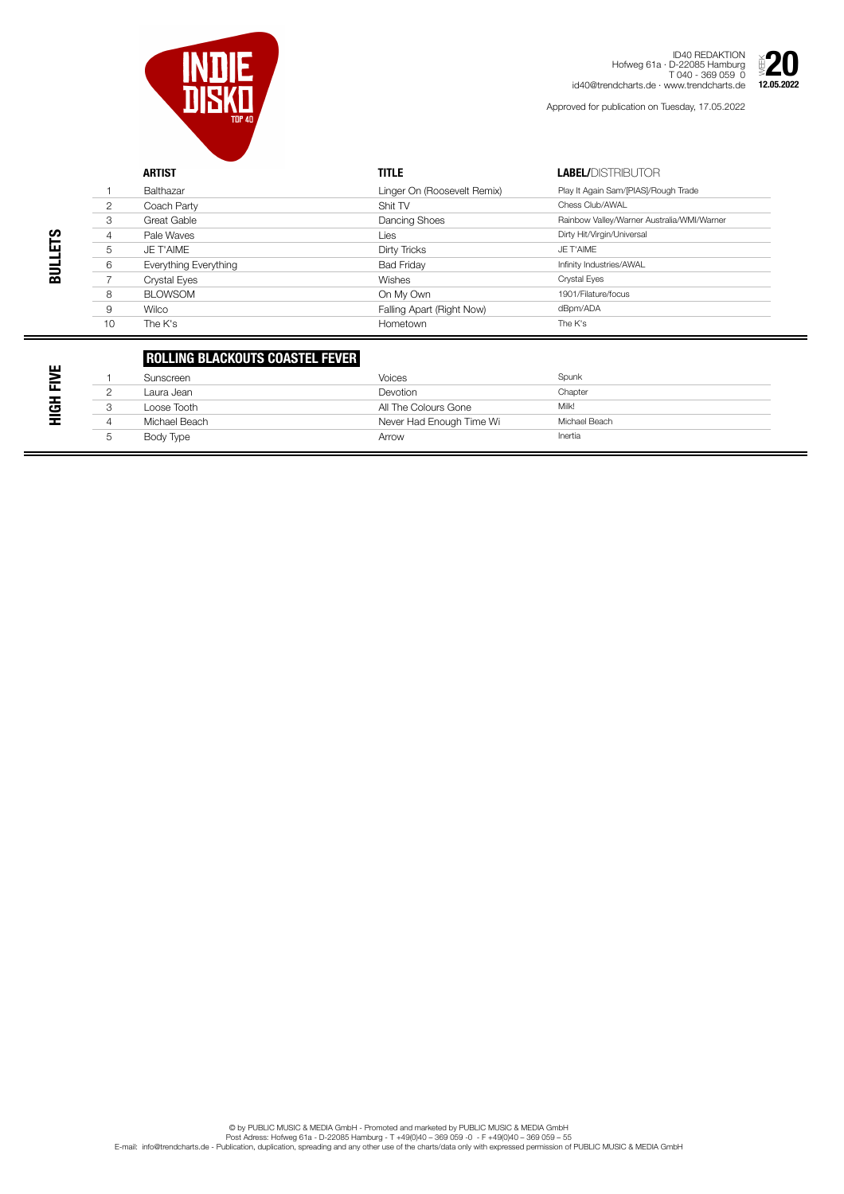ID40 REDAKTION
Hofweg 61a · D-22085 Hamburg
T 040 - 369 059 0
id40@trendcharts.de · www.trendcharts.de

WEEK 20
12.05.2022

Approved for publication on Tuesday, 17.05.2022

## BULLETS

| | ARTIST | TITLE | LABEL/DISTRIBUTOR |
|---|---|---|---|
| 1 | Balthazar | Linger On (Roosevelt Remix) | Play It Again Sam/[PIAS]/Rough Trade |
| 2 | Coach Party | Shit TV | Chess Club/AWAL |
| 3 | Great Gable | Dancing Shoes | Rainbow Valley/Warner Australia/WMI/Warner |
| 4 | Pale Waves | Lies | Dirty Hit/Virgin/Universal |
| 5 | JE T'AIME | Dirty Tricks | JE T'AIME |
| 6 | Everything Everything | Bad Friday | Infinity Industries/AWAL |
| 7 | Crystal Eyes | Wishes | Crystal Eyes |
| 8 | BLOWSOM | On My Own | 1901/Filature/focus |
| 9 | Wilco | Falling Apart (Right Now) | dBpm/ADA |
| 10 | The K's | Hometown | The K's |

## HIGH FIVE

**ROLLING BLACKOUTS COASTEL FEVER**

| | | | |
|---|---|---|---|
| 1 | Sunscreen | Voices | Spunk |
| 2 | Laura Jean | Devotion | Chapter |
| 3 | Loose Tooth | All The Colours Gone | Milk! |
| 4 | Michael Beach | Never Had Enough Time Wi | Michael Beach |
| 5 | Body Type | Arrow | Inertia |

© by PUBLIC MUSIC & MEDIA GmbH - Promoted and marketed by PUBLIC MUSIC & MEDIA GmbH
Post Adress: Hofweg 61a - D-22085 Hamburg - T +49(0)40 – 369 059 -0 - F +49(0)40 – 369 059 – 55
E-mail: info@trendcharts.de - Publication, duplication, spreading and any other use of the charts/data only with expressed permission of PUBLIC MUSIC & MEDIA GmbH